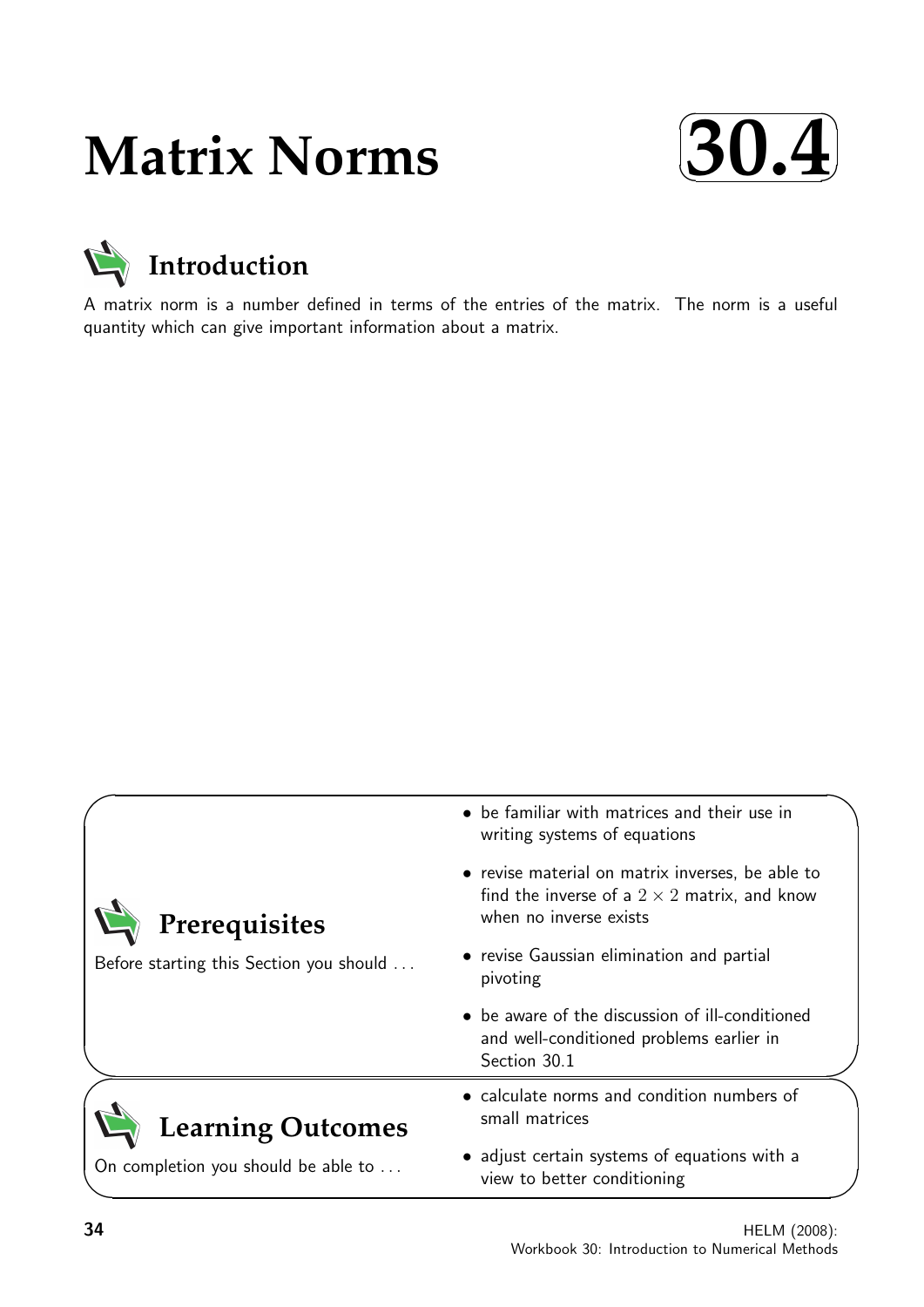# Matrix Norms

**30.4**

## Introduction

A matrix norm is a number defined in terms of the entries of the matrix. The norm is a useful quantity which can give important information about a matrix.

## Prerequisites

Before starting this Section you should ...

- be familiar with matrices and their use in writing systems of equations
- revise material on matrix inverses, be able to find the inverse of a $2 \times 2$ matrix, and know when no inverse exists
- revise Gaussian elimination and partial pivoting
- be aware of the discussion of ill-conditioned and well-conditioned problems earlier in Section 30.1

## Learning Outcomes

On completion you should be able to ...

- calculate norms and condition numbers of small matrices
- adjust certain systems of equations with a view to better conditioning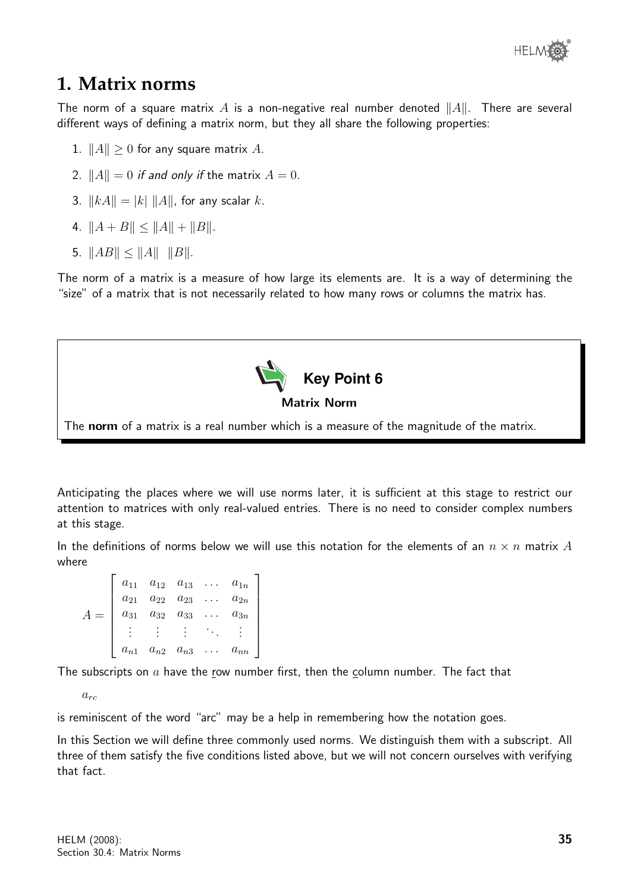# 1. Matrix norms

The norm of a square matrix $A$ is a non-negative real number denoted $\|A\|$. There are several different ways of defining a matrix norm, but they all share the following properties:

1. $\|A\| \geq 0$ for any square matrix $A$.
2. $\|A\| = 0$ *if and only if* the matrix $A = 0$.
3. $\|kA\| = |k| \; \|A\|$, for any scalar $k$.
4. $\|A + B\| \leq \|A\| + \|B\|$.
5. $\|AB\| \leq \|A\| \; \|B\|$.

The norm of a matrix is a measure of how large its elements are. It is a way of determining the "size" of a matrix that is not necessarily related to how many rows or columns the matrix has.

**Key Point 6**

**Matrix Norm**

The **norm** of a matrix is a real number which is a measure of the magnitude of the matrix.

Anticipating the places where we will use norms later, it is sufficient at this stage to restrict our attention to matrices with only real-valued entries. There is no need to consider complex numbers at this stage.

In the definitions of norms below we will use this notation for the elements of an $n \times n$ matrix $A$ where

$$A = \begin{bmatrix} a_{11} & a_{12} & a_{13} & \dots & a_{1n} \\ a_{21} & a_{22} & a_{23} & \dots & a_{2n} \\ a_{31} & a_{32} & a_{33} & \dots & a_{3n} \\ \vdots & \vdots & \vdots & \ddots & \vdots \\ a_{n1} & a_{n2} & a_{n3} & \dots & a_{nn} \end{bmatrix}$$

The subscripts on $a$ have the row number first, then the column number. The fact that

$a_{rc}$

is reminiscent of the word "arc" may be a help in remembering how the notation goes.

In this Section we will define three commonly used norms. We distinguish them with a subscript. All three of them satisfy the five conditions listed above, but we will not concern ourselves with verifying that fact.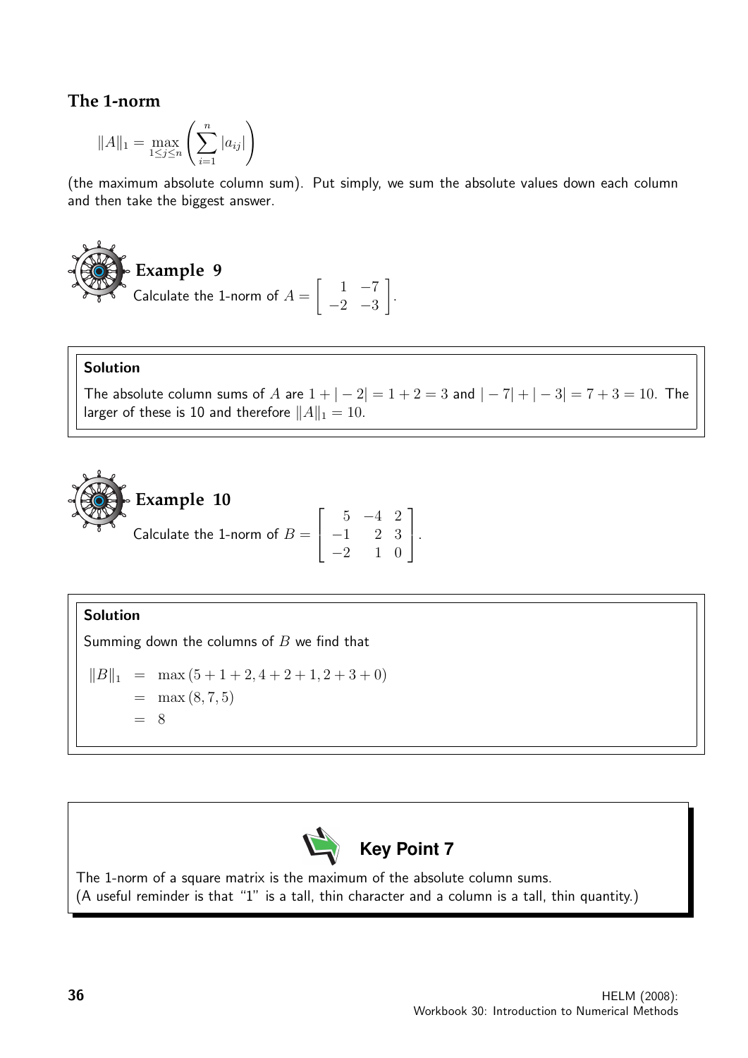## The 1-norm

$$\|A\|_1 = \max_{1 \le j \le n} \left( \sum_{i=1}^{n} |a_{ij}| \right)$$

(the maximum absolute column sum). Put simply, we sum the absolute values down each column and then take the biggest answer.

### Example 9

Calculate the 1-norm of $A = \begin{bmatrix} 1 & -7 \\ -2 & -3 \end{bmatrix}$.

**Solution**

The absolute column sums of $A$ are $1 + |-2| = 1 + 2 = 3$ and $|-7| + |-3| = 7 + 3 = 10$. The larger of these is 10 and therefore $\|A\|_1 = 10$.

### Example 10

Calculate the 1-norm of $B = \begin{bmatrix} 5 & -4 & 2 \\ -1 & 2 & 3 \\ -2 & 1 & 0 \end{bmatrix}$.

**Solution**

Summing down the columns of $B$ we find that

$$\begin{aligned} \|B\|_1 &= \max(5 + 1 + 2, 4 + 2 + 1, 2 + 3 + 0) \\ &= \max(8, 7, 5) \\ &= 8 \end{aligned}$$

**Key Point 7**

The 1-norm of a square matrix is the maximum of the absolute column sums.
(A useful reminder is that "1" is a tall, thin character and a column is a tall, thin quantity.)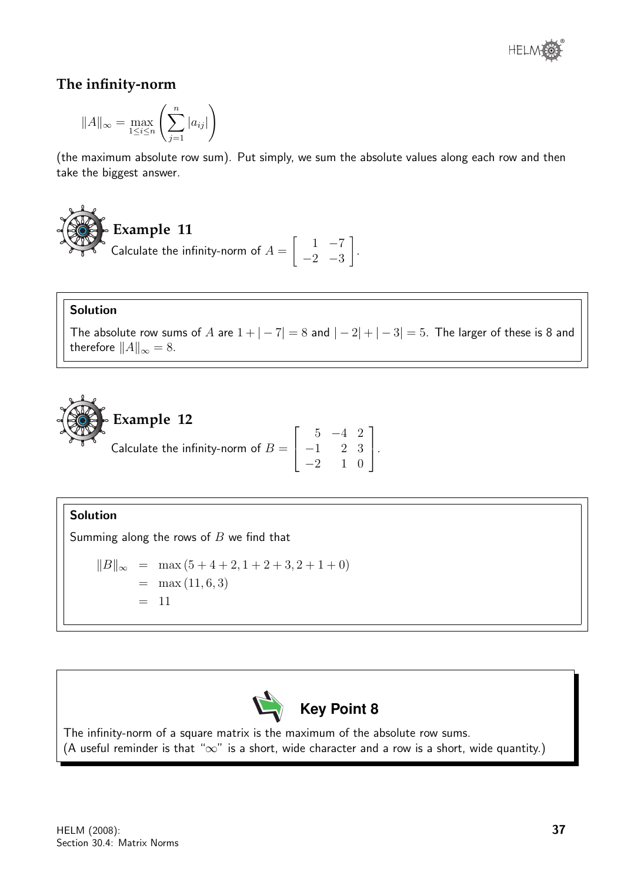## The infinity-norm

$$\|A\|_\infty = \max_{1\le i\le n}\left(\sum_{j=1}^{n}|a_{ij}|\right)$$

(the maximum absolute row sum). Put simply, we sum the absolute values along each row and then take the biggest answer.

### Example 11

Calculate the infinity-norm of $A = \begin{bmatrix} 1 & -7 \\ -2 & -3 \end{bmatrix}$.

**Solution**

The absolute row sums of $A$ are $1 + |-7| = 8$ and $|-2| + |-3| = 5$. The larger of these is 8 and therefore $\|A\|_\infty = 8$.

### Example 12

Calculate the infinity-norm of $B = \begin{bmatrix} 5 & -4 & 2 \\ -1 & 2 & 3 \\ -2 & 1 & 0 \end{bmatrix}$.

**Solution**

Summing along the rows of $B$ we find that

$$\begin{aligned}
\|B\|_\infty &= \max(5+4+2, 1+2+3, 2+1+0) \\
&= \max(11, 6, 3) \\
&= 11
\end{aligned}$$

**Key Point 8**

The infinity-norm of a square matrix is the maximum of the absolute row sums.
(A useful reminder is that "$\infty$" is a short, wide character and a row is a short, wide quantity.)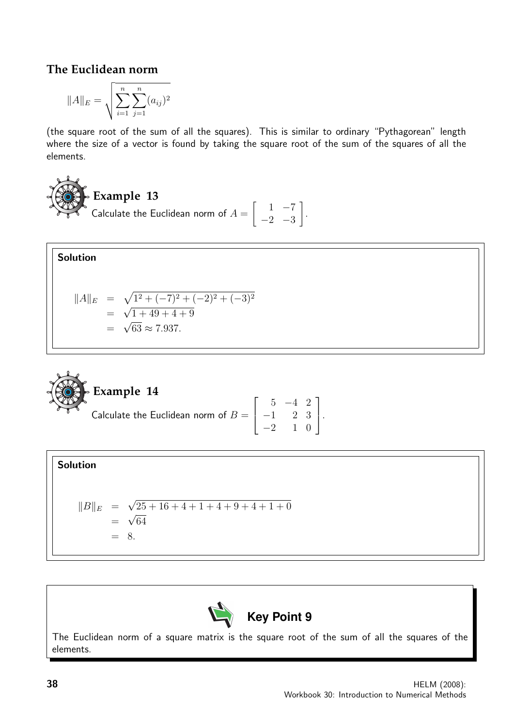## The Euclidean norm

$$\|A\|_E = \sqrt{\sum_{i=1}^{n}\sum_{j=1}^{n}(a_{ij})^2}$$

(the square root of the sum of all the squares). This is similar to ordinary "Pythagorean" length where the size of a vector is found by taking the square root of the sum of the squares of all the elements.

### Example 13

Calculate the Euclidean norm of $A = \begin{bmatrix} 1 & -7 \\ -2 & -3 \end{bmatrix}$.

**Solution**

$$\begin{aligned} \|A\|_E &= \sqrt{1^2 + (-7)^2 + (-2)^2 + (-3)^2} \\ &= \sqrt{1 + 49 + 4 + 9} \\ &= \sqrt{63} \approx 7.937. \end{aligned}$$

### Example 14

Calculate the Euclidean norm of $B = \begin{bmatrix} 5 & -4 & 2 \\ -1 & 2 & 3 \\ -2 & 1 & 0 \end{bmatrix}$.

**Solution**

$$\begin{aligned} \|B\|_E &= \sqrt{25 + 16 + 4 + 1 + 4 + 9 + 4 + 1 + 0} \\ &= \sqrt{64} \\ &= 8. \end{aligned}$$

**Key Point 9**

The Euclidean norm of a square matrix is the square root of the sum of all the squares of the elements.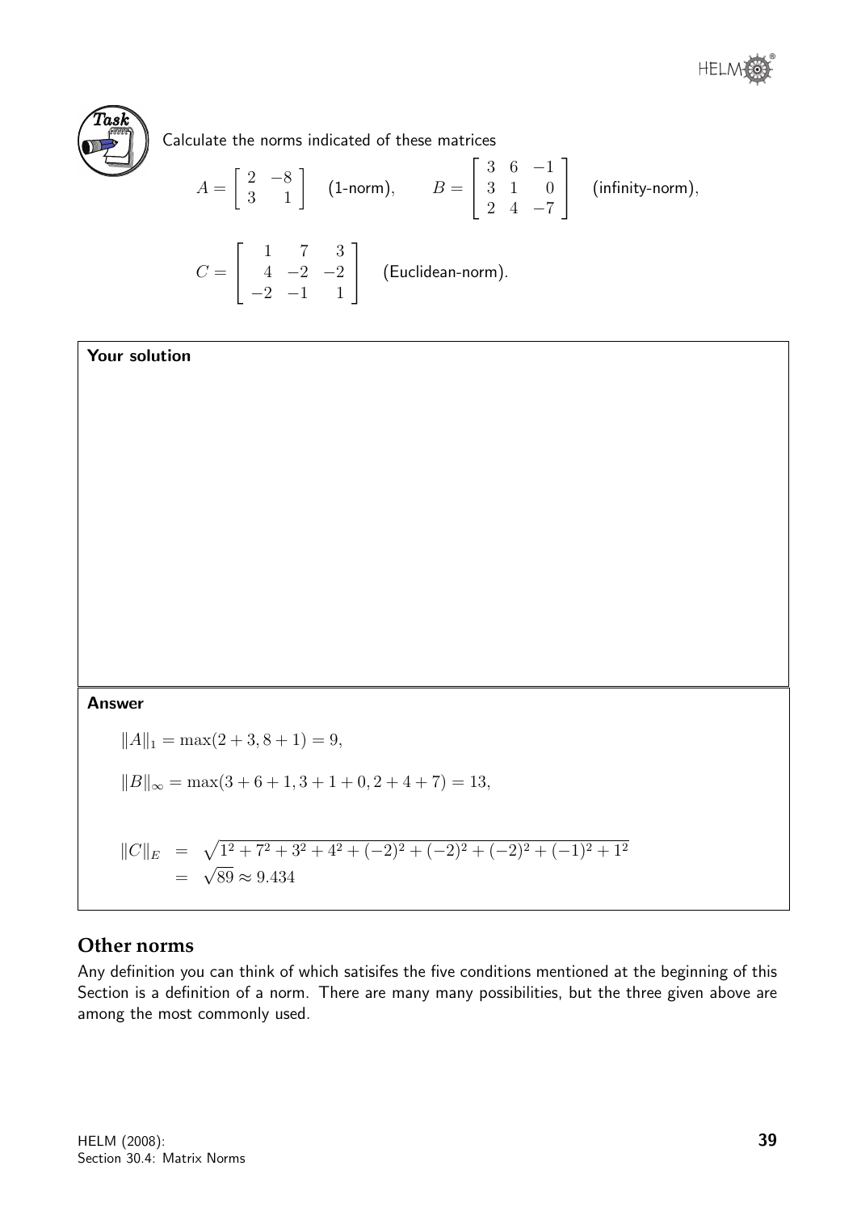**Task**

Calculate the norms indicated of these matrices

$$A = \begin{bmatrix} 2 & -8 \\ 3 & 1 \end{bmatrix} \quad \text{(1-norm)}, \qquad B = \begin{bmatrix} 3 & 6 & -1 \\ 3 & 1 & 0 \\ 2 & 4 & -7 \end{bmatrix} \quad \text{(infinity-norm)},$$

$$C = \begin{bmatrix} 1 & 7 & 3 \\ 4 & -2 & -2 \\ -2 & -1 & 1 \end{bmatrix} \quad \text{(Euclidean-norm)}.$$

**Your solution**

**Answer**

$$\|A\|_1 = \max(2+3, 8+1) = 9,$$

$$\|B\|_\infty = \max(3+6+1, 3+1+0, 2+4+7) = 13,$$

$$\begin{aligned} \|C\|_E &= \sqrt{1^2+7^2+3^2+4^2+(-2)^2+(-2)^2+(-2)^2+(-1)^2+1^2} \\ &= \sqrt{89} \approx 9.434 \end{aligned}$$

## Other norms

Any definition you can think of which satisifes the five conditions mentioned at the beginning of this Section is a definition of a norm. There are many many possibilities, but the three given above are among the most commonly used.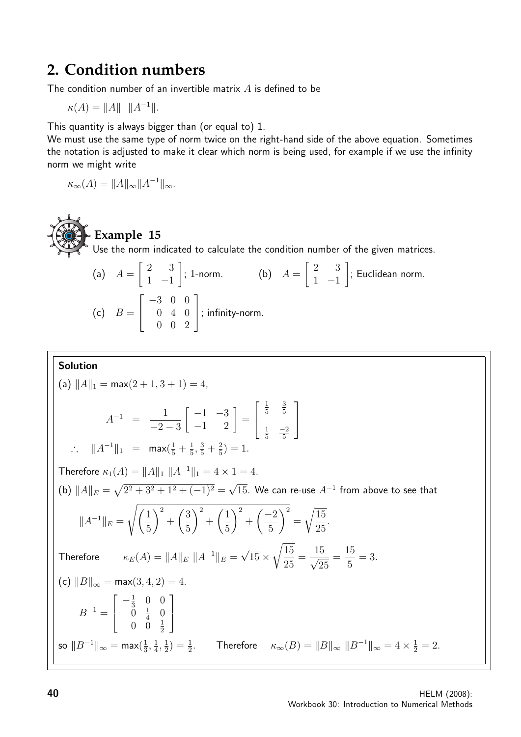## 2. Condition numbers

The condition number of an invertible matrix $A$ is defined to be

$$\kappa(A) = \|A\| \;\; \|A^{-1}\|.$$

This quantity is always bigger than (or equal to) 1.

We must use the same type of norm twice on the right-hand side of the above equation. Sometimes the notation is adjusted to make it clear which norm is being used, for example if we use the infinity norm we might write

$$\kappa_\infty(A) = \|A\|_\infty \|A^{-1}\|_\infty.$$

### Example 15

Use the norm indicated to calculate the condition number of the given matrices.

(a) $A = \begin{bmatrix} 2 & 3 \\ 1 & -1 \end{bmatrix}$; 1-norm. (b) $A = \begin{bmatrix} 2 & 3 \\ 1 & -1 \end{bmatrix}$; Euclidean norm.

(c) $B = \begin{bmatrix} -3 & 0 & 0 \\ 0 & 4 & 0 \\ 0 & 0 & 2 \end{bmatrix}$; infinity-norm.

**Solution**

(a) $\|A\|_1 = \max(2+1, 3+1) = 4$,

$$A^{-1} = \frac{1}{-2-3}\begin{bmatrix} -1 & -3 \\ -1 & 2 \end{bmatrix} = \begin{bmatrix} \frac{1}{5} & \frac{3}{5} \\ \frac{1}{5} & \frac{-2}{5} \end{bmatrix}$$

$$\therefore \quad \|A^{-1}\|_1 = \max(\tfrac{1}{5} + \tfrac{1}{5}, \tfrac{3}{5} + \tfrac{2}{5}) = 1.$$

Therefore $\kappa_1(A) = \|A\|_1 \; \|A^{-1}\|_1 = 4 \times 1 = 4$.

(b) $\|A\|_E = \sqrt{2^2 + 3^2 + 1^2 + (-1)^2} = \sqrt{15}$. We can re-use $A^{-1}$ from above to see that

$$\|A^{-1}\|_E = \sqrt{\left(\frac{1}{5}\right)^2 + \left(\frac{3}{5}\right)^2 + \left(\frac{1}{5}\right)^2 + \left(\frac{-2}{5}\right)^2} = \sqrt{\frac{15}{25}}.$$

Therefore $\quad \kappa_E(A) = \|A\|_E \; \|A^{-1}\|_E = \sqrt{15} \times \sqrt{\dfrac{15}{25}} = \dfrac{15}{\sqrt{25}} = \dfrac{15}{5} = 3.$

(c) $\|B\|_\infty = \max(3, 4, 2) = 4$.

$$B^{-1} = \begin{bmatrix} -\frac{1}{3} & 0 & 0 \\ 0 & \frac{1}{4} & 0 \\ 0 & 0 & \frac{1}{2} \end{bmatrix}$$

so $\|B^{-1}\|_\infty = \max(\frac{1}{3}, \frac{1}{4}, \frac{1}{2}) = \frac{1}{2}$. $\quad$ Therefore $\quad \kappa_\infty(B) = \|B\|_\infty \; \|B^{-1}\|_\infty = 4 \times \frac{1}{2} = 2$.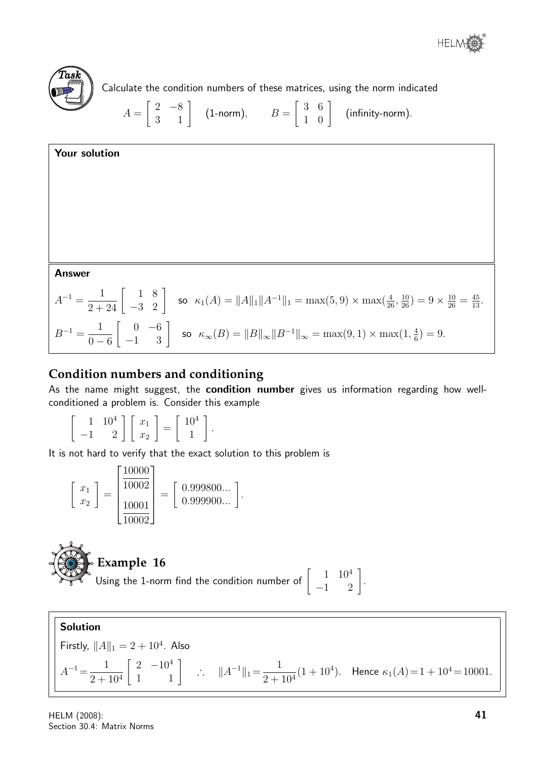**Task**

Calculate the condition numbers of these matrices, using the norm indicated

$$A = \begin{bmatrix} 2 & -8 \\ 3 & 1 \end{bmatrix} \quad \text{(1-norm)}, \qquad B = \begin{bmatrix} 3 & 6 \\ 1 & 0 \end{bmatrix} \quad \text{(infinity-norm)}.$$

**Your solution**

**Answer**

$A^{-1} = \dfrac{1}{2+24}\begin{bmatrix} 1 & 8 \\ -3 & 2 \end{bmatrix}$ so $\kappa_1(A) = \|A\|_1 \|A^{-1}\|_1 = \max(5,9) \times \max(\frac{4}{26}, \frac{10}{26}) = 9 \times \frac{10}{26} = \frac{45}{13}$.

$B^{-1} = \dfrac{1}{0-6}\begin{bmatrix} 0 & -6 \\ -1 & 3 \end{bmatrix}$ so $\kappa_\infty(B) = \|B\|_\infty \|B^{-1}\|_\infty = \max(9,1) \times \max(1, \frac{4}{6}) = 9$.

## Condition numbers and conditioning

As the name might suggest, the **condition number** gives us information regarding how well-conditioned a problem is. Consider this example

$$\begin{bmatrix} 1 & 10^4 \\ -1 & 2 \end{bmatrix} \begin{bmatrix} x_1 \\ x_2 \end{bmatrix} = \begin{bmatrix} 10^4 \\ 1 \end{bmatrix}.$$

It is not hard to verify that the exact solution to this problem is

$$\begin{bmatrix} x_1 \\ x_2 \end{bmatrix} = \begin{bmatrix} \dfrac{10000}{10002} \\[2mm] \dfrac{10001}{10002} \end{bmatrix} = \begin{bmatrix} 0.999800... \\ 0.999900... \end{bmatrix}.$$

### Example 16

Using the 1-norm find the condition number of $\begin{bmatrix} 1 & 10^4 \\ -1 & 2 \end{bmatrix}$.

**Solution**

Firstly, $\|A\|_1 = 2 + 10^4$. Also

$A^{-1} = \dfrac{1}{2+10^4}\begin{bmatrix} 2 & -10^4 \\ 1 & 1 \end{bmatrix} \quad \therefore \quad \|A^{-1}\|_1 = \dfrac{1}{2+10^4}(1+10^4)$. Hence $\kappa_1(A) = 1 + 10^4 = 10001$.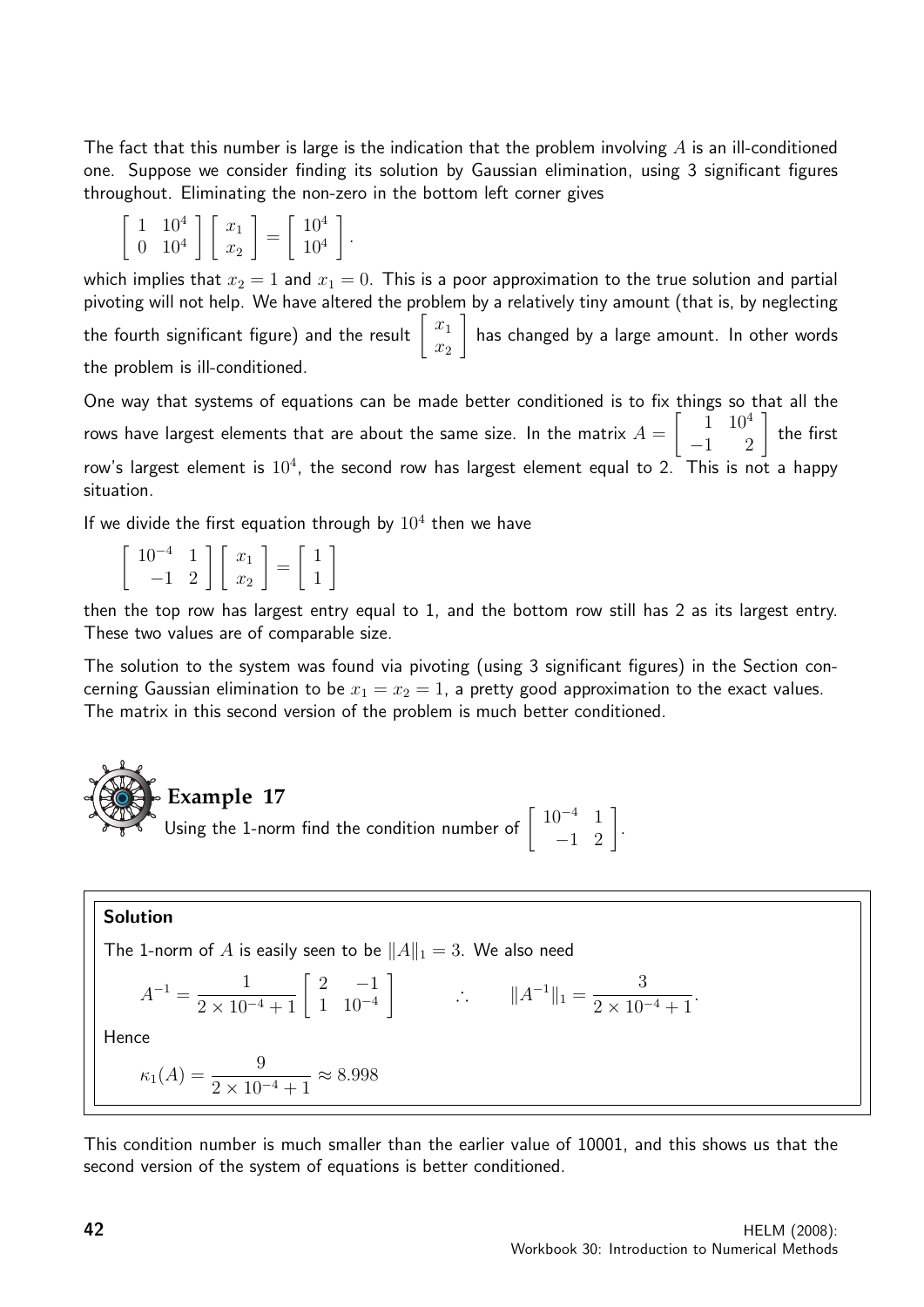The fact that this number is large is the indication that the problem involving $A$ is an ill-conditioned one. Suppose we consider finding its solution by Gaussian elimination, using 3 significant figures throughout. Eliminating the non-zero in the bottom left corner gives

$$\begin{bmatrix} 1 & 10^4 \\ 0 & 10^4 \end{bmatrix} \begin{bmatrix} x_1 \\ x_2 \end{bmatrix} = \begin{bmatrix} 10^4 \\ 10^4 \end{bmatrix}.$$

which implies that $x_2 = 1$ and $x_1 = 0$. This is a poor approximation to the true solution and partial pivoting will not help. We have altered the problem by a relatively tiny amount (that is, by neglecting the fourth significant figure) and the result $\begin{bmatrix} x_1 \\ x_2 \end{bmatrix}$ has changed by a large amount. In other words the problem is ill-conditioned.

One way that systems of equations can be made better conditioned is to fix things so that all the rows have largest elements that are about the same size. In the matrix $A = \begin{bmatrix} 1 & 10^4 \\ -1 & 2 \end{bmatrix}$ the first row's largest element is $10^4$, the second row has largest element equal to 2. This is not a happy situation.

If we divide the first equation through by $10^4$ then we have

$$\begin{bmatrix} 10^{-4} & 1 \\ -1 & 2 \end{bmatrix} \begin{bmatrix} x_1 \\ x_2 \end{bmatrix} = \begin{bmatrix} 1 \\ 1 \end{bmatrix}$$

then the top row has largest entry equal to 1, and the bottom row still has 2 as its largest entry. These two values are of comparable size.

The solution to the system was found via pivoting (using 3 significant figures) in the Section concerning Gaussian elimination to be $x_1 = x_2 = 1$, a pretty good approximation to the exact values. The matrix in this second version of the problem is much better conditioned.

## Example 17

Using the 1-norm find the condition number of $\begin{bmatrix} 10^{-4} & 1 \\ -1 & 2 \end{bmatrix}$.

**Solution**

The 1-norm of $A$ is easily seen to be $\|A\|_1 = 3$. We also need

$$A^{-1} = \frac{1}{2 \times 10^{-4} + 1} \begin{bmatrix} 2 & -1 \\ 1 & 10^{-4} \end{bmatrix} \qquad \therefore \qquad \|A^{-1}\|_1 = \frac{3}{2 \times 10^{-4} + 1}.$$

Hence

$$\kappa_1(A) = \frac{9}{2 \times 10^{-4} + 1} \approx 8.998$$

This condition number is much smaller than the earlier value of 10001, and this shows us that the second version of the system of equations is better conditioned.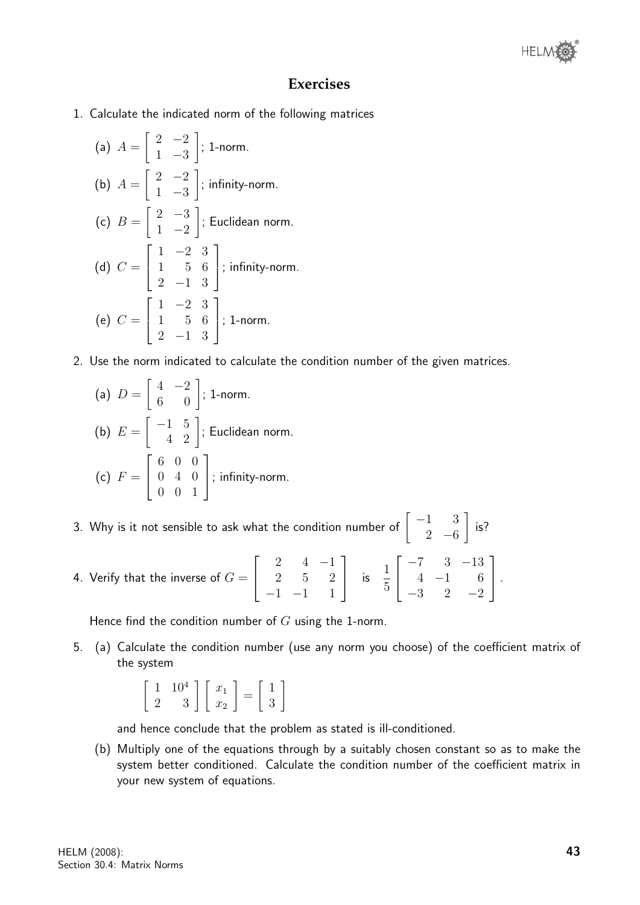## Exercises

1. Calculate the indicated norm of the following matrices

   (a) $A = \begin{bmatrix} 2 & -2 \\ 1 & -3 \end{bmatrix}$; 1-norm.

   (b) $A = \begin{bmatrix} 2 & -2 \\ 1 & -3 \end{bmatrix}$; infinity-norm.

   (c) $B = \begin{bmatrix} 2 & -3 \\ 1 & -2 \end{bmatrix}$; Euclidean norm.

   (d) $C = \begin{bmatrix} 1 & -2 & 3 \\ 1 & 5 & 6 \\ 2 & -1 & 3 \end{bmatrix}$; infinity-norm.

   (e) $C = \begin{bmatrix} 1 & -2 & 3 \\ 1 & 5 & 6 \\ 2 & -1 & 3 \end{bmatrix}$; 1-norm.

2. Use the norm indicated to calculate the condition number of the given matrices.

   (a) $D = \begin{bmatrix} 4 & -2 \\ 6 & 0 \end{bmatrix}$; 1-norm.

   (b) $E = \begin{bmatrix} -1 & 5 \\ 4 & 2 \end{bmatrix}$; Euclidean norm.

   (c) $F = \begin{bmatrix} 6 & 0 & 0 \\ 0 & 4 & 0 \\ 0 & 0 & 1 \end{bmatrix}$; infinity-norm.

3. Why is it not sensible to ask what the condition number of $\begin{bmatrix} -1 & 3 \\ 2 & -6 \end{bmatrix}$ is?

4. Verify that the inverse of $G = \begin{bmatrix} 2 & 4 & -1 \\ 2 & 5 & 2 \\ -1 & -1 & 1 \end{bmatrix}$ is $\dfrac{1}{5}\begin{bmatrix} -7 & 3 & -13 \\ 4 & -1 & 6 \\ -3 & 2 & -2 \end{bmatrix}$.

   Hence find the condition number of $G$ using the 1-norm.

5. (a) Calculate the condition number (use any norm you choose) of the coefficient matrix of the system

   $$\begin{bmatrix} 1 & 10^4 \\ 2 & 3 \end{bmatrix} \begin{bmatrix} x_1 \\ x_2 \end{bmatrix} = \begin{bmatrix} 1 \\ 3 \end{bmatrix}$$

   and hence conclude that the problem as stated is ill-conditioned.

   (b) Multiply one of the equations through by a suitably chosen constant so as to make the system better conditioned. Calculate the condition number of the coefficient matrix in your new system of equations.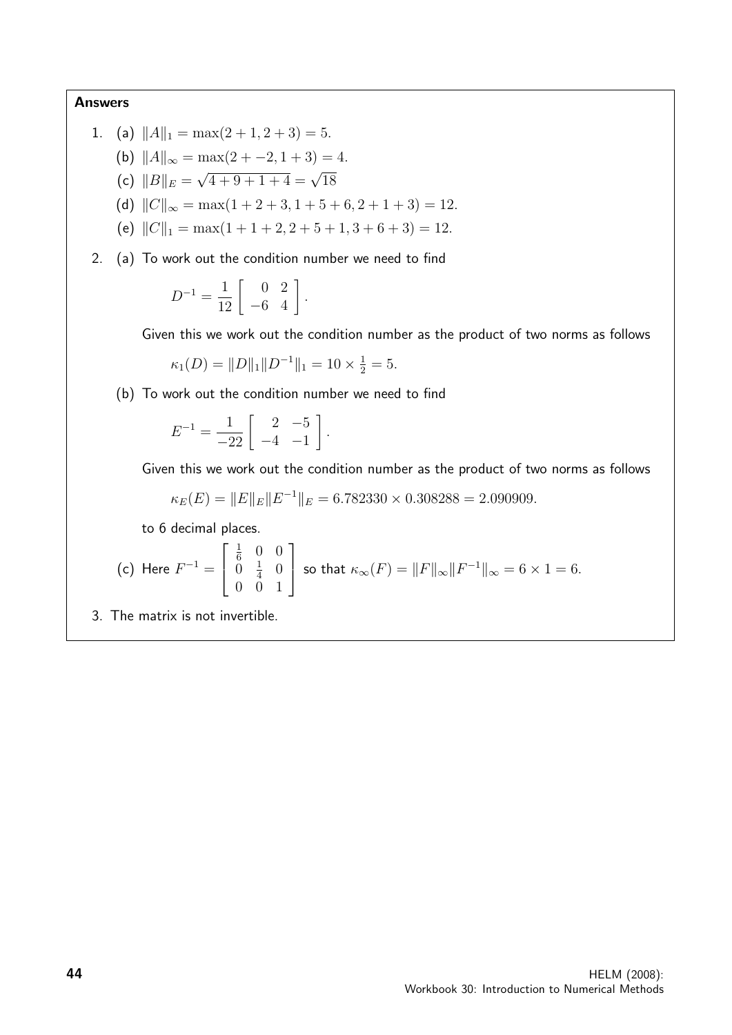**Answers**

1. (a) $\|A\|_1 = \max(2+1, 2+3) = 5.$

   (b) $\|A\|_\infty = \max(2+-2, 1+3) = 4.$

   (c) $\|B\|_E = \sqrt{4+9+1+4} = \sqrt{18}$

   (d) $\|C\|_\infty = \max(1+2+3, 1+5+6, 2+1+3) = 12.$

   (e) $\|C\|_1 = \max(1+1+2, 2+5+1, 3+6+3) = 12.$

2. (a) To work out the condition number we need to find

   $$D^{-1} = \frac{1}{12}\begin{bmatrix} 0 & 2 \\ -6 & 4 \end{bmatrix}.$$

   Given this we work out the condition number as the product of two norms as follows

   $$\kappa_1(D) = \|D\|_1 \|D^{-1}\|_1 = 10 \times \tfrac{1}{2} = 5.$$

   (b) To work out the condition number we need to find

   $$E^{-1} = \frac{1}{-22}\begin{bmatrix} 2 & -5 \\ -4 & -1 \end{bmatrix}.$$

   Given this we work out the condition number as the product of two norms as follows

   $$\kappa_E(E) = \|E\|_E \|E^{-1}\|_E = 6.782330 \times 0.308288 = 2.090909.$$

   to 6 decimal places.

   (c) Here $F^{-1} = \begin{bmatrix} \frac{1}{6} & 0 & 0 \\ 0 & \frac{1}{4} & 0 \\ 0 & 0 & 1 \end{bmatrix}$ so that $\kappa_\infty(F) = \|F\|_\infty \|F^{-1}\|_\infty = 6 \times 1 = 6.$

3. The matrix is not invertible.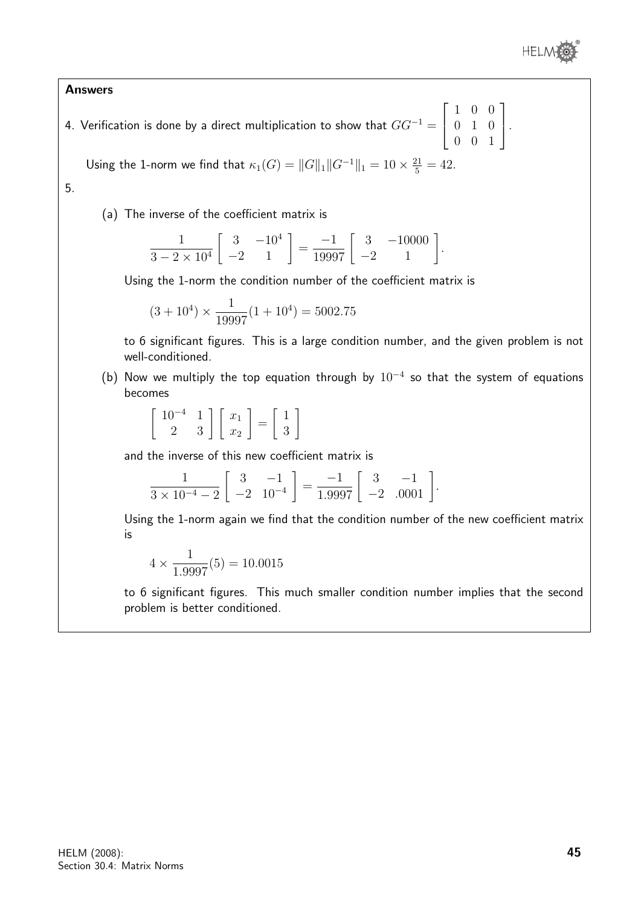**Answers**

4. Verification is done by a direct multiplication to show that $GG^{-1} = \begin{bmatrix} 1 & 0 & 0 \\ 0 & 1 & 0 \\ 0 & 0 & 1 \end{bmatrix}$.

   Using the 1-norm we find that $\kappa_1(G) = \|G\|_1 \|G^{-1}\|_1 = 10 \times \frac{21}{5} = 42$.

5.

   (a) The inverse of the coefficient matrix is

$$\frac{1}{3 - 2 \times 10^4} \begin{bmatrix} 3 & -10^4 \\ -2 & 1 \end{bmatrix} = \frac{-1}{19997} \begin{bmatrix} 3 & -10000 \\ -2 & 1 \end{bmatrix}.$$

   Using the 1-norm the condition number of the coefficient matrix is

$$(3 + 10^4) \times \frac{1}{19997}(1 + 10^4) = 5002.75$$

   to 6 significant figures. This is a large condition number, and the given problem is not well-conditioned.

   (b) Now we multiply the top equation through by $10^{-4}$ so that the system of equations becomes

$$\begin{bmatrix} 10^{-4} & 1 \\ 2 & 3 \end{bmatrix} \begin{bmatrix} x_1 \\ x_2 \end{bmatrix} = \begin{bmatrix} 1 \\ 3 \end{bmatrix}$$

   and the inverse of this new coefficient matrix is

$$\frac{1}{3 \times 10^{-4} - 2} \begin{bmatrix} 3 & -1 \\ -2 & 10^{-4} \end{bmatrix} = \frac{-1}{1.9997} \begin{bmatrix} 3 & -1 \\ -2 & .0001 \end{bmatrix}.$$

   Using the 1-norm again we find that the condition number of the new coefficient matrix is

$$4 \times \frac{1}{1.9997}(5) = 10.0015$$

   to 6 significant figures. This much smaller condition number implies that the second problem is better conditioned.